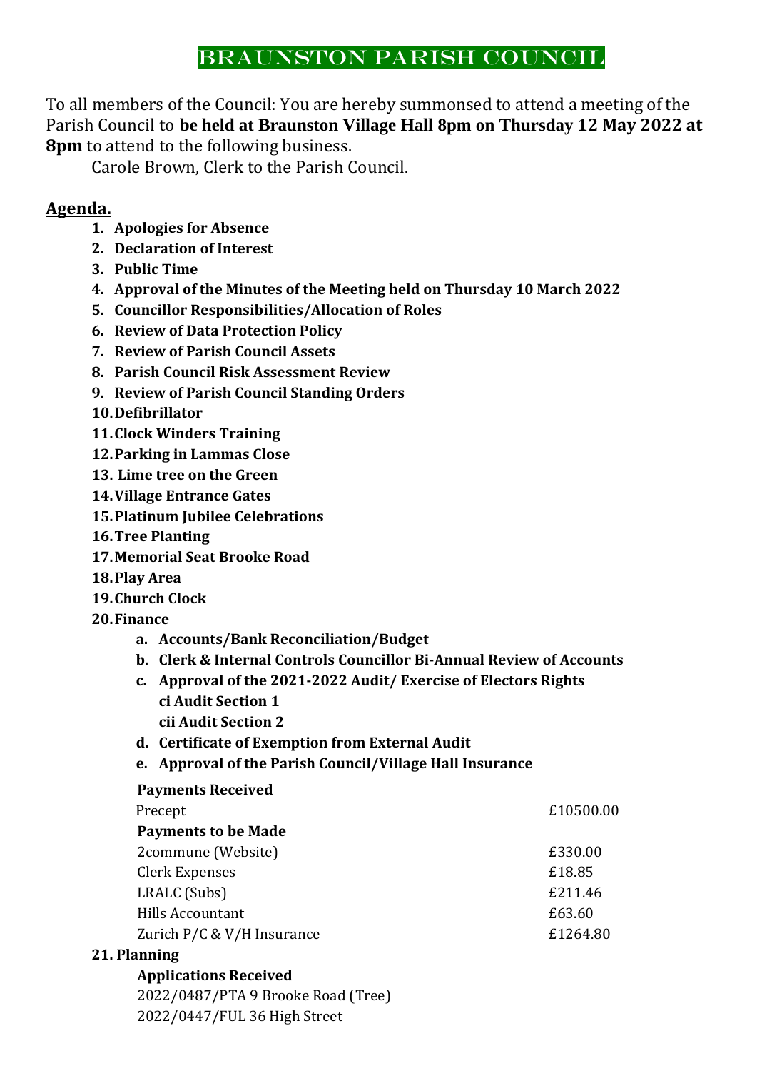# BRAUNSTON PARISH COUNCIL

To all members of the Council: You are hereby summonsed to attend a meeting of the Parish Council to **be held at Braunston Village Hall 8pm on Thursday 12 May 2022 at 8pm** to attend to the following business.

Carole Brown, Clerk to the Parish Council.

## Agenda.

1. **Apologies for Absence**
2. **Declaration of Interest**
3. **Public Time**
4. **Approval of the Minutes of the Meeting held on Thursday 10 March 2022**
5. **Councillor Responsibilities/Allocation of Roles**
6. **Review of Data Protection Policy**
7. **Review of Parish Council Assets**
8. **Parish Council Risk Assessment Review**
9. **Review of Parish Council Standing Orders**
10. **Defibrillator**
11. **Clock Winders Training**
12. **Parking in Lammas Close**
13. **Lime tree on the Green**
14. **Village Entrance Gates**
15. **Platinum Jubilee Celebrations**
16. **Tree Planting**
17. **Memorial Seat Brooke Road**
18. **Play Area**
19. **Church Clock**
20. **Finance**
    a. **Accounts/Bank Reconciliation/Budget**
    b. **Clerk & Internal Controls Councillor Bi-Annual Review of Accounts**
    c. **Approval of the 2021-2022 Audit/ Exercise of Electors Rights**
       **ci Audit Section 1**
       **cii Audit Section 2**
    d. **Certificate of Exemption from External Audit**
    e. **Approval of the Parish Council/Village Hall Insurance**

    **Payments Received**

    | | |
    |---|---|
    | Precept | £10500.00 |

    **Payments to be Made**

    | | |
    |---|---|
    | 2commune (Website) | £330.00 |
    | Clerk Expenses | £18.85 |
    | LRALC (Subs) | £211.46 |
    | Hills Accountant | £63.60 |
    | Zurich P/C & V/H Insurance | £1264.80 |

21. **Planning**

    **Applications Received**

    2022/0487/PTA 9 Brooke Road (Tree)
    2022/0447/FUL 36 High Street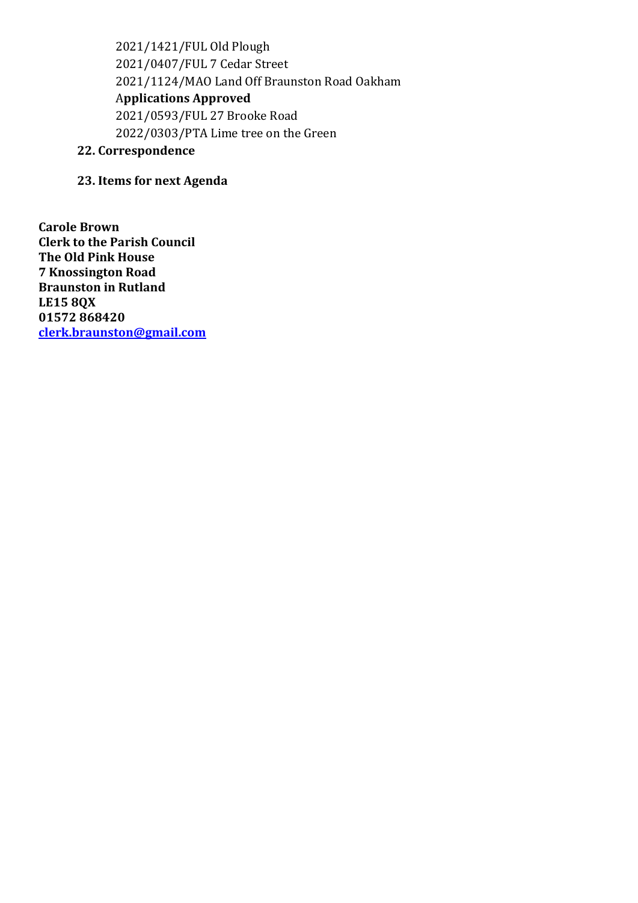2021/1421/FUL Old Plough
2021/0407/FUL 7 Cedar Street
2021/1124/MAO Land Off Braunston Road Oakham

**Applications Approved**

2021/0593/FUL 27 Brooke Road
2022/0303/PTA Lime tree on the Green

**22. Correspondence**

**23. Items for next Agenda**

**Carole Brown**
**Clerk to the Parish Council**
**The Old Pink House**
**7 Knossington Road**
**Braunston in Rutland**
**LE15 8QX**
**01572 868420**
**clerk.braunston@gmail.com**